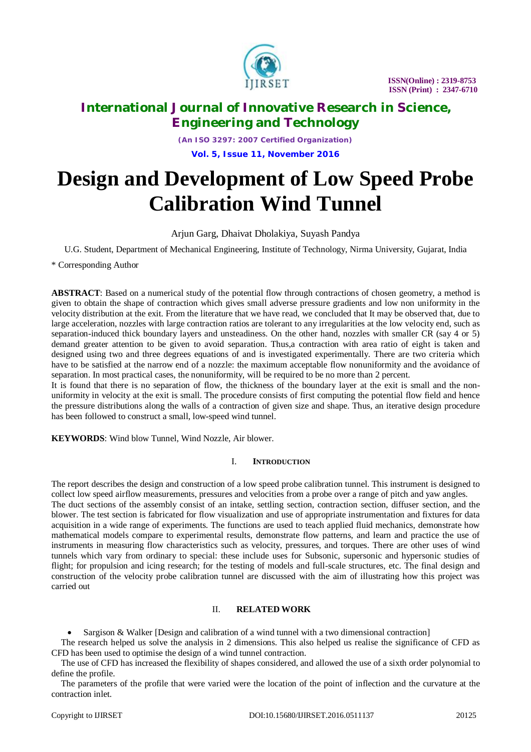# Design and Development of Low Speed Probe Calibration Wind Tunnel

Arjun Garg, Dhaivat Dholakiya, Suyash Pandya

U.G. Student, Department of Mechanical Engineering, Institute of Technology, Nirma University, Gujarat, India

* Corresponding Author

**ABSTRACT**: Based on a numerical study of the potential flow through contractions of chosen geometry, a method is given to obtain the shape of contraction which gives small adverse pressure gradients and low non uniformity in the velocity distribution at the exit. From the literature that we have read, we concluded that It may be observed that, due to large acceleration, nozzles with large contraction ratios are tolerant to any irregularities at the low velocity end, such as separation-induced thick boundary layers and unsteadiness. On the other hand, nozzles with smaller CR (say 4 or 5) demand greater attention to be given to avoid separation. Thus,a contraction with area ratio of eight is taken and designed using two and three degrees equations of and is investigated experimentally. There are two criteria which have to be satisfied at the narrow end of a nozzle: the maximum acceptable flow nonuniformity and the avoidance of separation. In most practical cases, the nonuniformity, will be required to be no more than 2 percent.

It is found that there is no separation of flow, the thickness of the boundary layer at the exit is small and the non-uniformity in velocity at the exit is small. The procedure consists of first computing the potential flow field and hence the pressure distributions along the walls of a contraction of given size and shape. Thus, an iterative design procedure has been followed to construct a small, low-speed wind tunnel.

**KEYWORDS**: Wind blow Tunnel, Wind Nozzle, Air blower.

## I. INTRODUCTION

The report describes the design and construction of a low speed probe calibration tunnel. This instrument is designed to collect low speed airflow measurements, pressures and velocities from a probe over a range of pitch and yaw angles.
The duct sections of the assembly consist of an intake, settling section, contraction section, diffuser section, and the blower. The test section is fabricated for flow visualization and use of appropriate instrumentation and fixtures for data acquisition in a wide range of experiments. The functions are used to teach applied fluid mechanics, demonstrate how mathematical models compare to experimental results, demonstrate flow patterns, and learn and practice the use of instruments in measuring flow characteristics such as velocity, pressures, and torques. There are other uses of wind tunnels which vary from ordinary to special: these include uses for Subsonic, supersonic and hypersonic studies of flight; for propulsion and icing research; for the testing of models and full-scale structures, etc. The final design and construction of the velocity probe calibration tunnel are discussed with the aim of illustrating how this project was carried out

## II. RELATED WORK

- Sargison & Walker [Design and calibration of a wind tunnel with a two dimensional contraction]

The research helped us solve the analysis in 2 dimensions. This also helped us realise the significance of CFD as CFD has been used to optimise the design of a wind tunnel contraction.

The use of CFD has increased the flexibility of shapes considered, and allowed the use of a sixth order polynomial to define the profile.

The parameters of the profile that were varied were the location of the point of inflection and the curvature at the contraction inlet.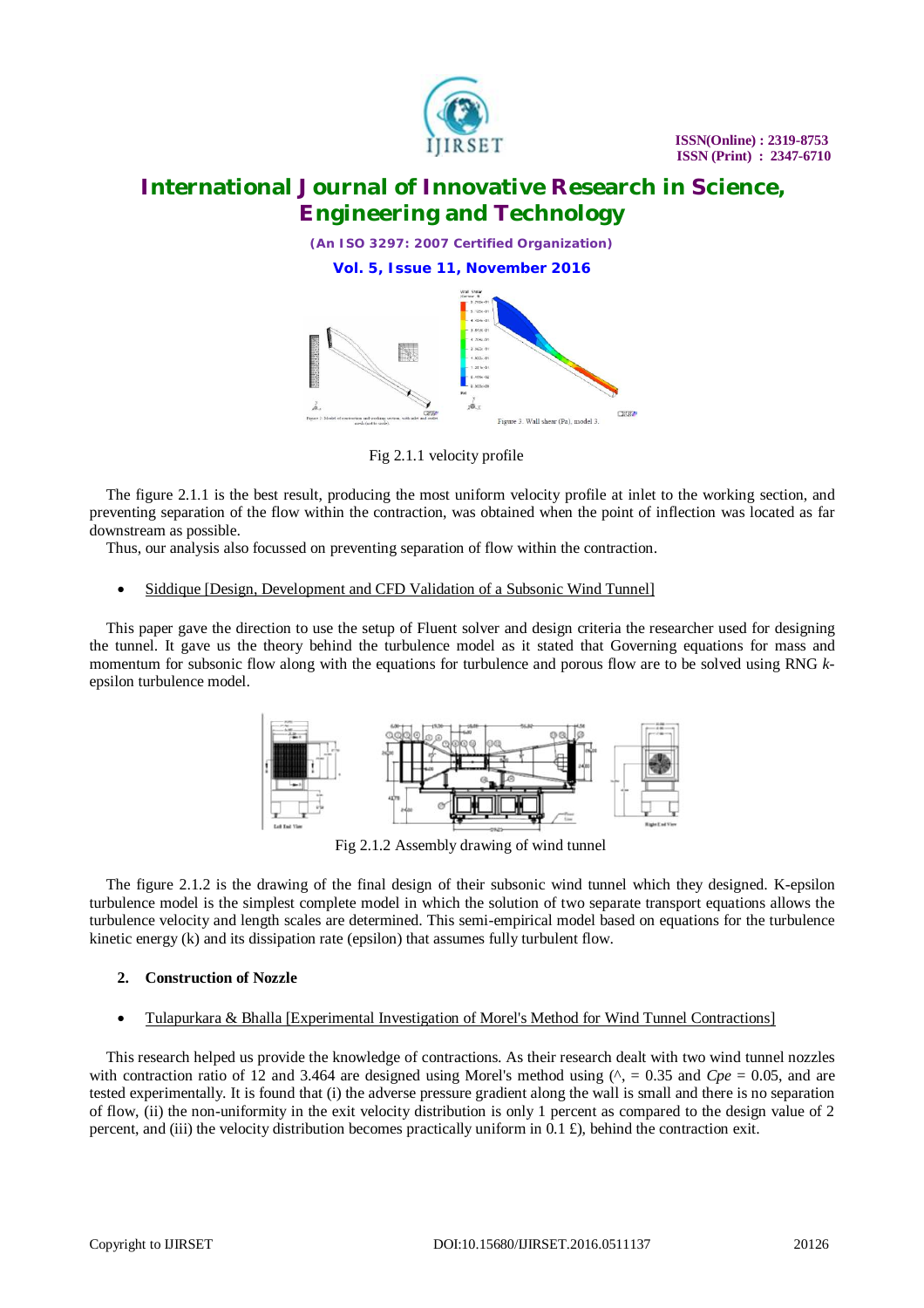Fig 2.1.1 velocity profile

The figure 2.1.1 is the best result, producing the most uniform velocity profile at inlet to the working section, and preventing separation of the flow within the contraction, was obtained when the point of inflection was located as far downstream as possible.

Thus, our analysis also focussed on preventing separation of flow within the contraction.

- Siddique [Design, Development and CFD Validation of a Subsonic Wind Tunnel]

This paper gave the direction to use the setup of Fluent solver and design criteria the researcher used for designing the tunnel. It gave us the theory behind the turbulence model as it stated that Governing equations for mass and momentum for subsonic flow along with the equations for turbulence and porous flow are to be solved using RNG *k*-epsilon turbulence model.

Fig 2.1.2 Assembly drawing of wind tunnel

The figure 2.1.2 is the drawing of the final design of their subsonic wind tunnel which they designed. K-epsilon turbulence model is the simplest complete model in which the solution of two separate transport equations allows the turbulence velocity and length scales are determined. This semi-empirical model based on equations for the turbulence kinetic energy (k) and its dissipation rate (epsilon) that assumes fully turbulent flow.

**2. Construction of Nozzle**

- Tulapurkara & Bhalla [Experimental Investigation of Morel's Method for Wind Tunnel Contractions]

This research helped us provide the knowledge of contractions. As their research dealt with two wind tunnel nozzles with contraction ratio of 12 and 3.464 are designed using Morel's method using (^, = 0.35 and *Cpe* = 0.05, and are tested experimentally. It is found that (i) the adverse pressure gradient along the wall is small and there is no separation of flow, (ii) the non-uniformity in the exit velocity distribution is only 1 percent as compared to the design value of 2 percent, and (iii) the velocity distribution becomes practically uniform in 0.1 £), behind the contraction exit.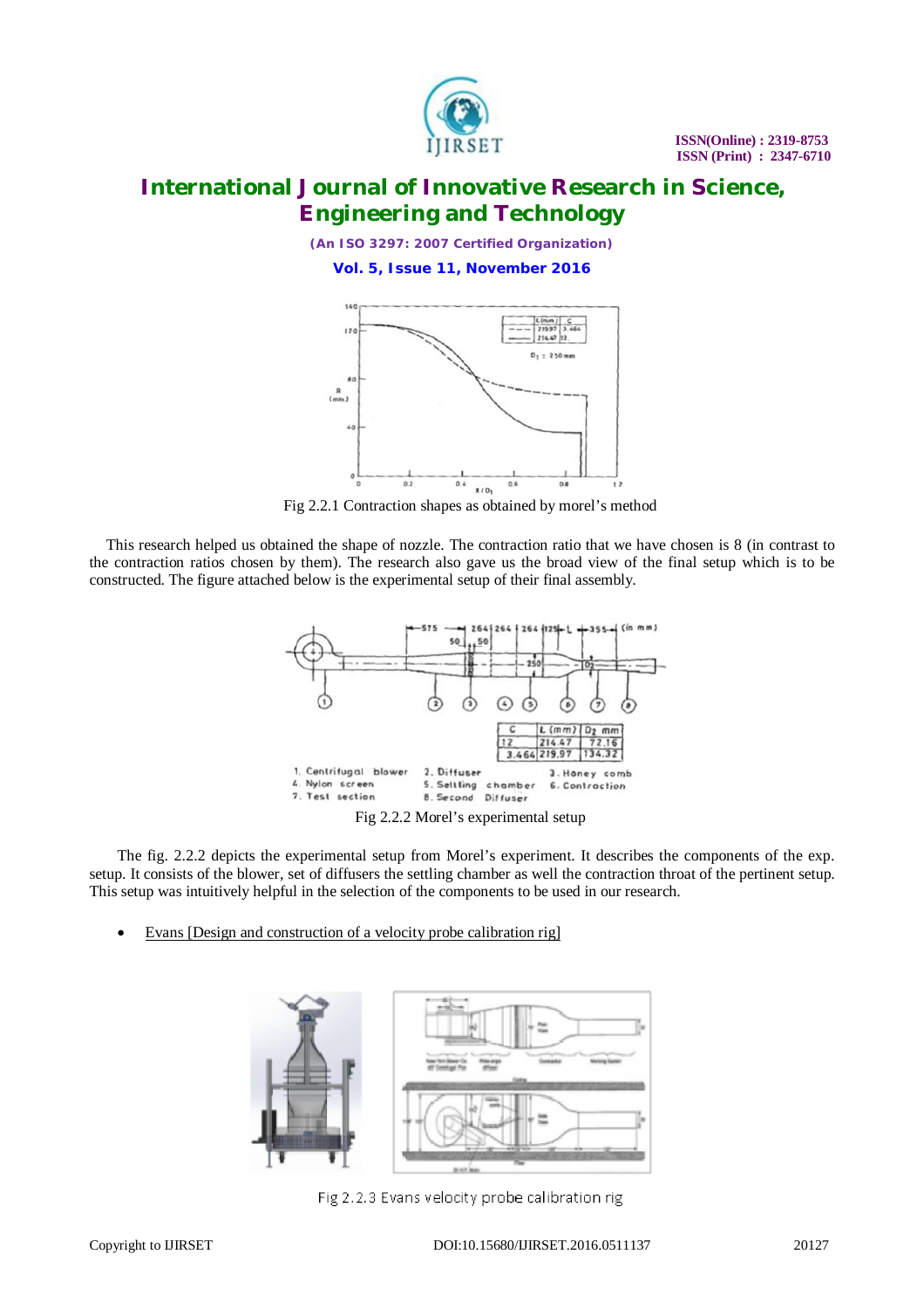Fig 2.2.1 Contraction shapes as obtained by morel's method

This research helped us obtained the shape of nozzle. The contraction ratio that we have chosen is 8 (in contrast to the contraction ratios chosen by them). The research also gave us the broad view of the final setup which is to be constructed. The figure attached below is the experimental setup of their final assembly.

Fig 2.2.2 Morel's experimental setup

The fig. 2.2.2 depicts the experimental setup from Morel's experiment. It describes the components of the exp. setup. It consists of the blower, set of diffusers the settling chamber as well the contraction throat of the pertinent setup. This setup was intuitively helpful in the selection of the components to be used in our research.

- Evans [Design and construction of a velocity probe calibration rig]

Fig 2.2.3 Evans velocity probe calibration rig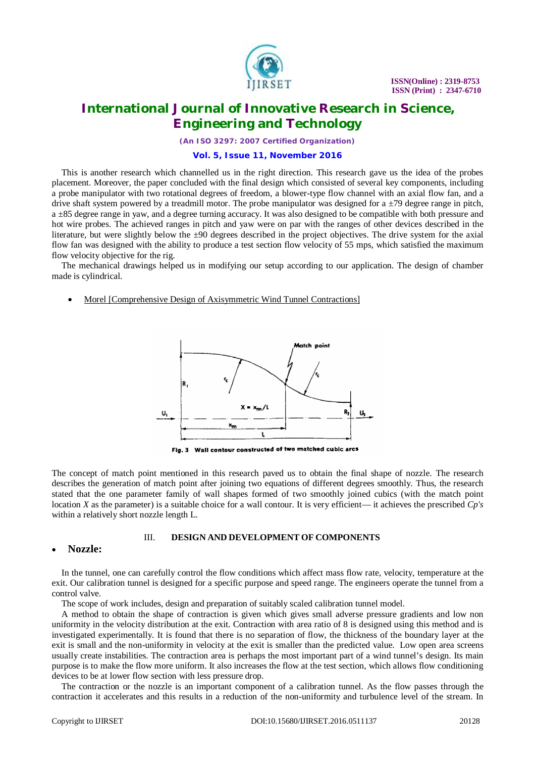This is another research which channelled us in the right direction. This research gave us the idea of the probes placement. Moreover, the paper concluded with the final design which consisted of several key components, including a probe manipulator with two rotational degrees of freedom, a blower-type flow channel with an axial flow fan, and a drive shaft system powered by a treadmill motor. The probe manipulator was designed for a ±79 degree range in pitch, a ±85 degree range in yaw, and a degree turning accuracy. It was also designed to be compatible with both pressure and hot wire probes. The achieved ranges in pitch and yaw were on par with the ranges of other devices described in the literature, but were slightly below the ±90 degrees described in the project objectives. The drive system for the axial flow fan was designed with the ability to produce a test section flow velocity of 55 mps, which satisfied the maximum flow velocity objective for the rig.

The mechanical drawings helped us in modifying our setup according to our application. The design of chamber made is cylindrical.

- Morel [Comprehensive Design of Axisymmetric Wind Tunnel Contractions]

**Fig. 3 Wall contour constructed of two matched cubic arcs**

The concept of match point mentioned in this research paved us to obtain the final shape of nozzle. The research describes the generation of match point after joining two equations of different degrees smoothly. Thus, the research stated that the one parameter family of wall shapes formed of two smoothly joined cubics (with the match point location $X$ as the parameter) is a suitable choice for a wall contour. It is very efficient— it achieves the prescribed *Cp's* within a relatively short nozzle length L.

## III. DESIGN AND DEVELOPMENT OF COMPONENTS

- **Nozzle:**

In the tunnel, one can carefully control the flow conditions which affect mass flow rate, velocity, temperature at the exit. Our calibration tunnel is designed for a specific purpose and speed range. The engineers operate the tunnel from a control valve.

The scope of work includes, design and preparation of suitably scaled calibration tunnel model.

A method to obtain the shape of contraction is given which gives small adverse pressure gradients and low non uniformity in the velocity distribution at the exit. Contraction with area ratio of 8 is designed using this method and is investigated experimentally. It is found that there is no separation of flow, the thickness of the boundary layer at the exit is small and the non-uniformity in velocity at the exit is smaller than the predicted value. Low open area screens usually create instabilities. The contraction area is perhaps the most important part of a wind tunnel's design. Its main purpose is to make the flow more uniform. It also increases the flow at the test section, which allows flow conditioning devices to be at lower flow section with less pressure drop.

The contraction or the nozzle is an important component of a calibration tunnel. As the flow passes through the contraction it accelerates and this results in a reduction of the non-uniformity and turbulence level of the stream. In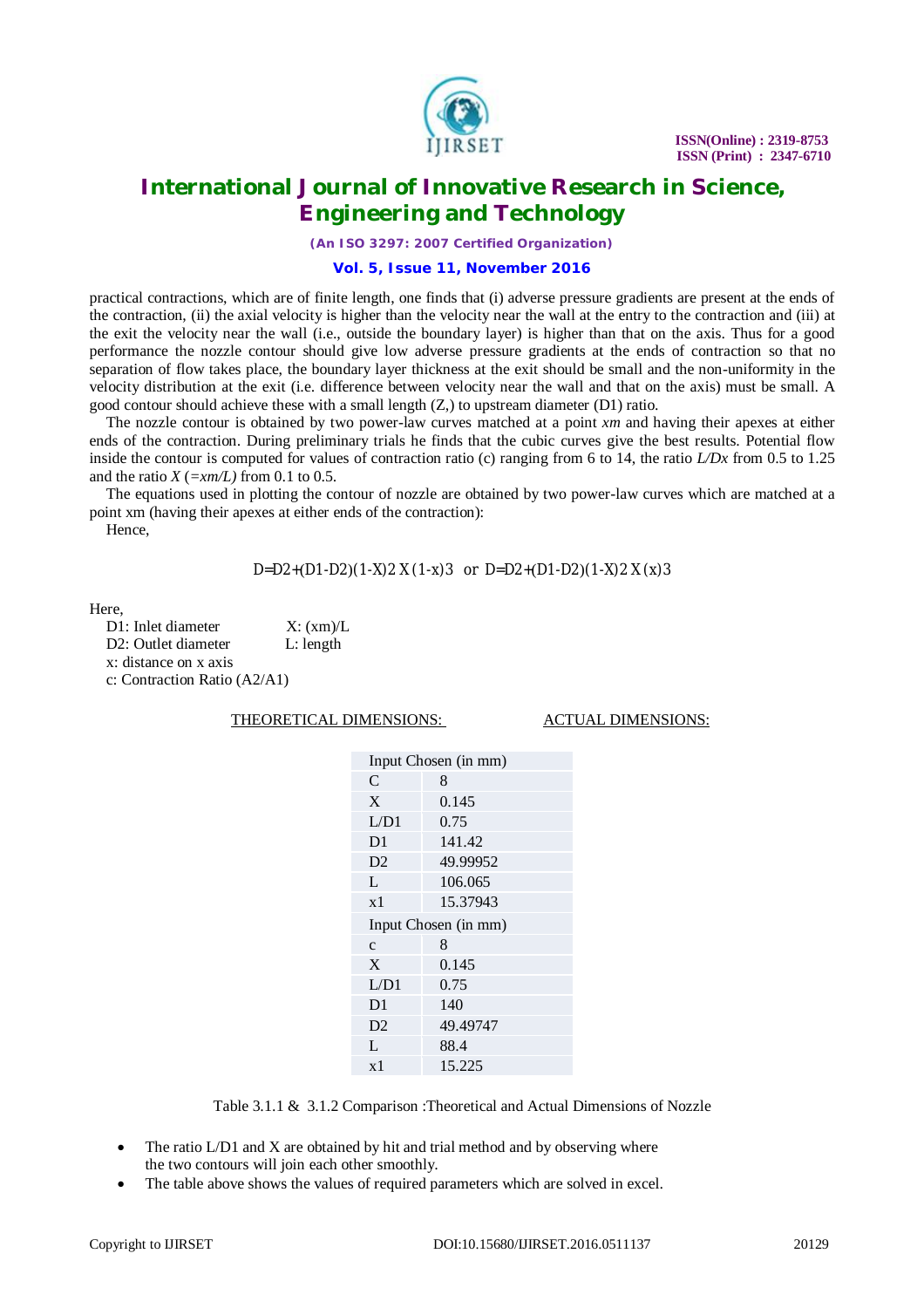practical contractions, which are of finite length, one finds that (i) adverse pressure gradients are present at the ends of the contraction, (ii) the axial velocity is higher than the velocity near the wall at the entry to the contraction and (iii) at the exit the velocity near the wall (i.e., outside the boundary layer) is higher than that on the axis. Thus for a good performance the nozzle contour should give low adverse pressure gradients at the ends of contraction so that no separation of flow takes place, the boundary layer thickness at the exit should be small and the non-uniformity in the velocity distribution at the exit (i.e. difference between velocity near the wall and that on the axis) must be small. A good contour should achieve these with a small length (Z,) to upstream diameter (D1) ratio.

The nozzle contour is obtained by two power-law curves matched at a point *xm* and having their apexes at either ends of the contraction. During preliminary trials he finds that the cubic curves give the best results. Potential flow inside the contour is computed for values of contraction ratio (c) ranging from 6 to 14, the ratio *L/Dx* from 0.5 to 1.25 and the ratio *X* (*=xm/L)* from 0.1 to 0.5.

The equations used in plotting the contour of nozzle are obtained by two power-law curves which are matched at a point xm (having their apexes at either ends of the contraction):

Hence,

$$D=D2+(D1-D2)(1-X)2\,X\,(1-x)3 \quad \text{or} \quad D=D2+(D1-D2)(1-X)2\,X\,(x)3$$

Here,

D1: Inlet diameter X: (xm)/L
D2: Outlet diameter L: length
x: distance on x axis
c: Contraction Ratio (A2/A1)

THEORETICAL DIMENSIONS: ACTUAL DIMENSIONS:

| Input Chosen (in mm) | |
|---|---|
| C | 8 |
| X | 0.145 |
| L/D1 | 0.75 |
| D1 | 141.42 |
| D2 | 49.99952 |
| L | 106.065 |
| x1 | 15.37943 |
| Input Chosen (in mm) | |
| c | 8 |
| X | 0.145 |
| L/D1 | 0.75 |
| D1 | 140 |
| D2 | 49.49747 |
| L | 88.4 |
| x1 | 15.225 |

Table 3.1.1 & 3.1.2 Comparison :Theoretical and Actual Dimensions of Nozzle

- The ratio L/D1 and X are obtained by hit and trial method and by observing where the two contours will join each other smoothly.
- The table above shows the values of required parameters which are solved in excel.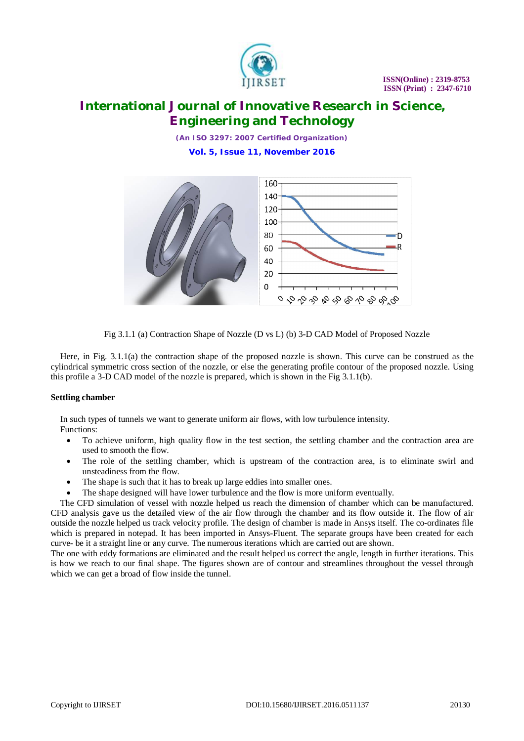Fig 3.1.1 (a) Contraction Shape of Nozzle (D vs L) (b) 3-D CAD Model of Proposed Nozzle

Here, in Fig. 3.1.1(a) the contraction shape of the proposed nozzle is shown. This curve can be construed as the cylindrical symmetric cross section of the nozzle, or else the generating profile contour of the proposed nozzle. Using this profile a 3-D CAD model of the nozzle is prepared, which is shown in the Fig 3.1.1(b).

**Settling chamber**

In such types of tunnels we want to generate uniform air flows, with low turbulence intensity.
Functions:

- To achieve uniform, high quality flow in the test section, the settling chamber and the contraction area are used to smooth the flow.
- The role of the settling chamber, which is upstream of the contraction area, is to eliminate swirl and unsteadiness from the flow.
- The shape is such that it has to break up large eddies into smaller ones.
- The shape designed will have lower turbulence and the flow is more uniform eventually.

The CFD simulation of vessel with nozzle helped us reach the dimension of chamber which can be manufactured. CFD analysis gave us the detailed view of the air flow through the chamber and its flow outside it. The flow of air outside the nozzle helped us track velocity profile. The design of chamber is made in Ansys itself. The co-ordinates file which is prepared in notepad. It has been imported in Ansys-Fluent. The separate groups have been created for each curve- be it a straight line or any curve. The numerous iterations which are carried out are shown.
The one with eddy formations are eliminated and the result helped us correct the angle, length in further iterations. This is how we reach to our final shape. The figures shown are of contour and streamlines throughout the vessel through which we can get a broad of flow inside the tunnel.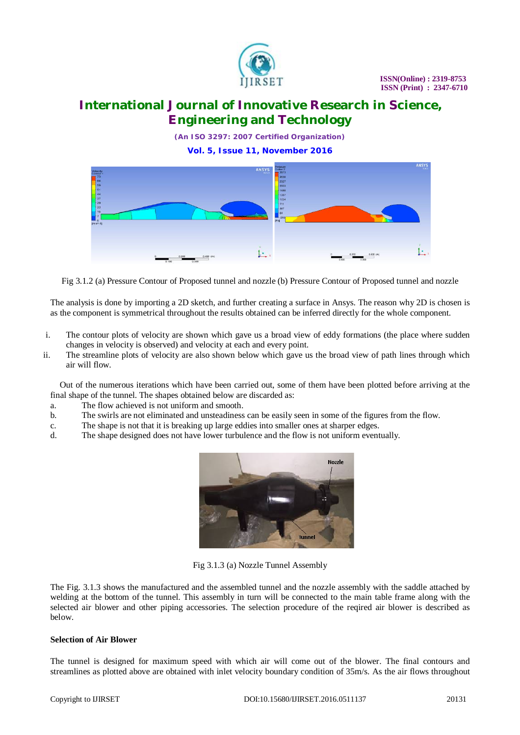Fig 3.1.2 (a) Pressure Contour of Proposed tunnel and nozzle (b) Pressure Contour of Proposed tunnel and nozzle

The analysis is done by importing a 2D sketch, and further creating a surface in Ansys. The reason why 2D is chosen is as the component is symmetrical throughout the results obtained can be inferred directly for the whole component.

i. The contour plots of velocity are shown which gave us a broad view of eddy formations (the place where sudden changes in velocity is observed) and velocity at each and every point.
ii. The streamline plots of velocity are also shown below which gave us the broad view of path lines through which air will flow.

Out of the numerous iterations which have been carried out, some of them have been plotted before arriving at the final shape of the tunnel. The shapes obtained below are discarded as:

a. The flow achieved is not uniform and smooth.
b. The swirls are not eliminated and unsteadiness can be easily seen in some of the figures from the flow.
c. The shape is not that it is breaking up large eddies into smaller ones at sharper edges.
d. The shape designed does not have lower turbulence and the flow is not uniform eventually.

Fig 3.1.3 (a) Nozzle Tunnel Assembly

The Fig. 3.1.3 shows the manufactured and the assembled tunnel and the nozzle assembly with the saddle attached by welding at the bottom of the tunnel. This assembly in turn will be connected to the main table frame along with the selected air blower and other piping accessories. The selection procedure of the reqired air blower is described as below.

**Selection of Air Blower**

The tunnel is designed for maximum speed with which air will come out of the blower. The final contours and streamlines as plotted above are obtained with inlet velocity boundary condition of 35m/s. As the air flows throughout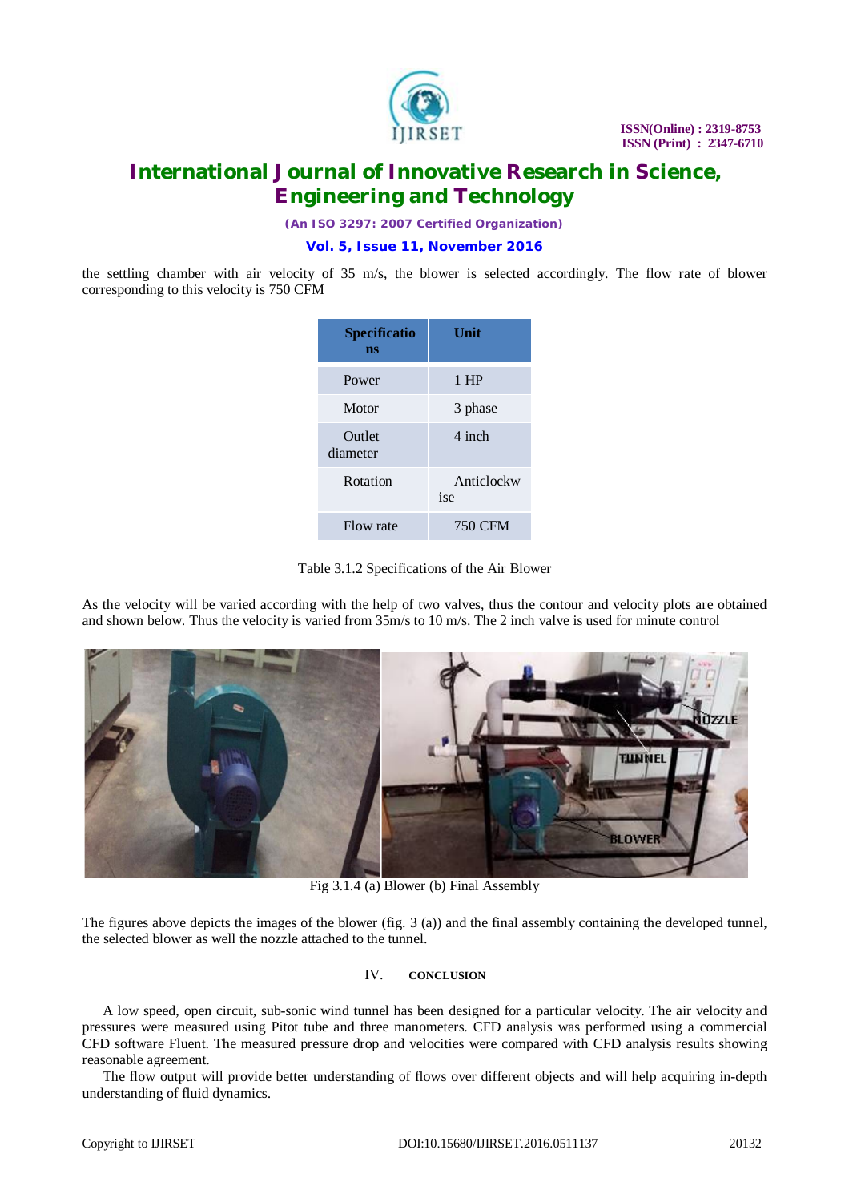the settling chamber with air velocity of 35 m/s, the blower is selected accordingly. The flow rate of blower corresponding to this velocity is 750 CFM

| Specifications | Unit |
| --- | --- |
| Power | 1 HP |
| Motor | 3 phase |
| Outlet diameter | 4 inch |
| Rotation | Anticlockwise |
| Flow rate | 750 CFM |

Table 3.1.2 Specifications of the Air Blower

As the velocity will be varied according with the help of two valves, thus the contour and velocity plots are obtained and shown below. Thus the velocity is varied from 35m/s to 10 m/s. The 2 inch valve is used for minute control

Fig 3.1.4 (a) Blower (b) Final Assembly

The figures above depicts the images of the blower (fig. 3 (a)) and the final assembly containing the developed tunnel, the selected blower as well the nozzle attached to the tunnel.

## IV. CONCLUSION

A low speed, open circuit, sub-sonic wind tunnel has been designed for a particular velocity. The air velocity and pressures were measured using Pitot tube and three manometers. CFD analysis was performed using a commercial CFD software Fluent. The measured pressure drop and velocities were compared with CFD analysis results showing reasonable agreement.

The flow output will provide better understanding of flows over different objects and will help acquiring in-depth understanding of fluid dynamics.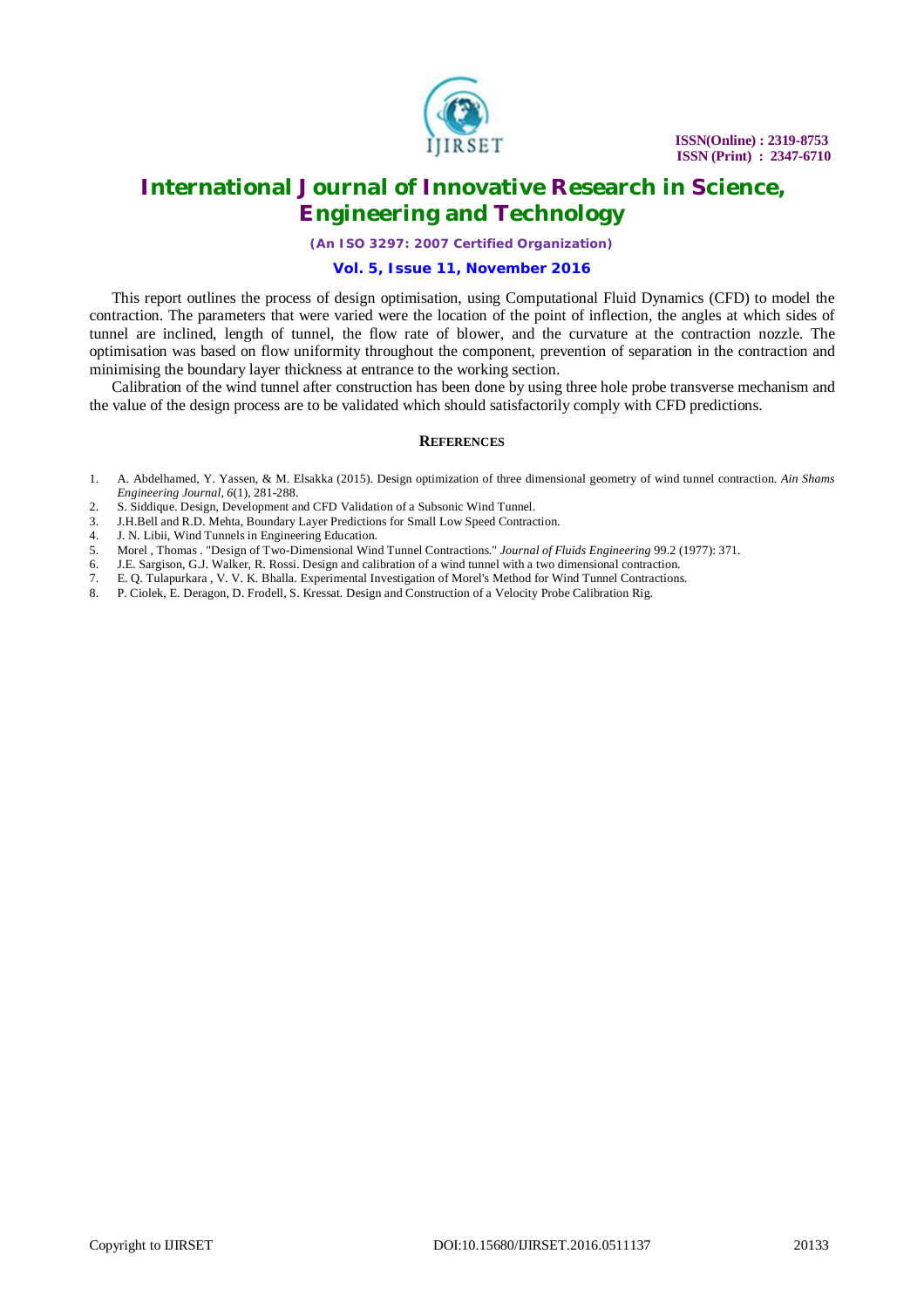This report outlines the process of design optimisation, using Computational Fluid Dynamics (CFD) to model the contraction. The parameters that were varied were the location of the point of inflection, the angles at which sides of tunnel are inclined, length of tunnel, the flow rate of blower, and the curvature at the contraction nozzle. The optimisation was based on flow uniformity throughout the component, prevention of separation in the contraction and minimising the boundary layer thickness at entrance to the working section.

Calibration of the wind tunnel after construction has been done by using three hole probe transverse mechanism and the value of the design process are to be validated which should satisfactorily comply with CFD predictions.

## REFERENCES

1. A. Abdelhamed, Y. Yassen, & M. Elsakka (2015). Design optimization of three dimensional geometry of wind tunnel contraction. *Ain Shams Engineering Journal, 6*(1), 281-288.
2. S. Siddique. Design, Development and CFD Validation of a Subsonic Wind Tunnel.
3. J.H.Bell and R.D. Mehta, Boundary Layer Predictions for Small Low Speed Contraction.
4. J. N. Libii, Wind Tunnels in Engineering Education.
5. Morel , Thomas . "Design of Two-Dimensional Wind Tunnel Contractions." *Journal of Fluids Engineering* 99.2 (1977): 371.
6. J.E. Sargison, G.J. Walker, R. Rossi. Design and calibration of a wind tunnel with a two dimensional contraction.
7. E. Q. Tulapurkara , V. V. K. Bhalla. Experimental Investigation of Morel's Method for Wind Tunnel Contractions.
8. P. Ciolek, E. Deragon, D. Frodell, S. Kressat. Design and Construction of a Velocity Probe Calibration Rig.